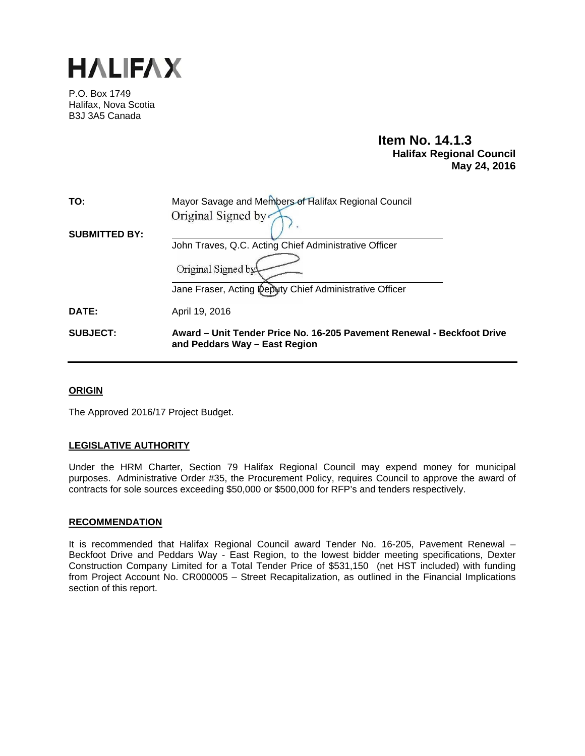# HALIFAX

P.O. Box 1749
Halifax, Nova Scotia
B3J 3A5 Canada

**Item No. 14.1.3**
**Halifax Regional Council**
**May 24, 2016**

| | |
|---|---|
| **TO:** | Mayor Savage and Members of Halifax Regional Council |
| **SUBMITTED BY:** | Original Signed by<br>John Traves, Q.C. Acting Chief Administrative Officer<br><br>Original Signed by<br>Jane Fraser, Acting Deputy Chief Administrative Officer |
| **DATE:** | April 19, 2016 |
| **SUBJECT:** | **Award – Unit Tender Price No. 16-205 Pavement Renewal - Beckfoot Drive and Peddars Way – East Region** |

## ORIGIN

The Approved 2016/17 Project Budget.

## LEGISLATIVE AUTHORITY

Under the HRM Charter, Section 79 Halifax Regional Council may expend money for municipal purposes. Administrative Order #35, the Procurement Policy, requires Council to approve the award of contracts for sole sources exceeding $50,000 or $500,000 for RFP's and tenders respectively.

## RECOMMENDATION

It is recommended that Halifax Regional Council award Tender No. 16-205, Pavement Renewal – Beckfoot Drive and Peddars Way - East Region, to the lowest bidder meeting specifications, Dexter Construction Company Limited for a Total Tender Price of $531,150 (net HST included) with funding from Project Account No. CR000005 – Street Recapitalization, as outlined in the Financial Implications section of this report.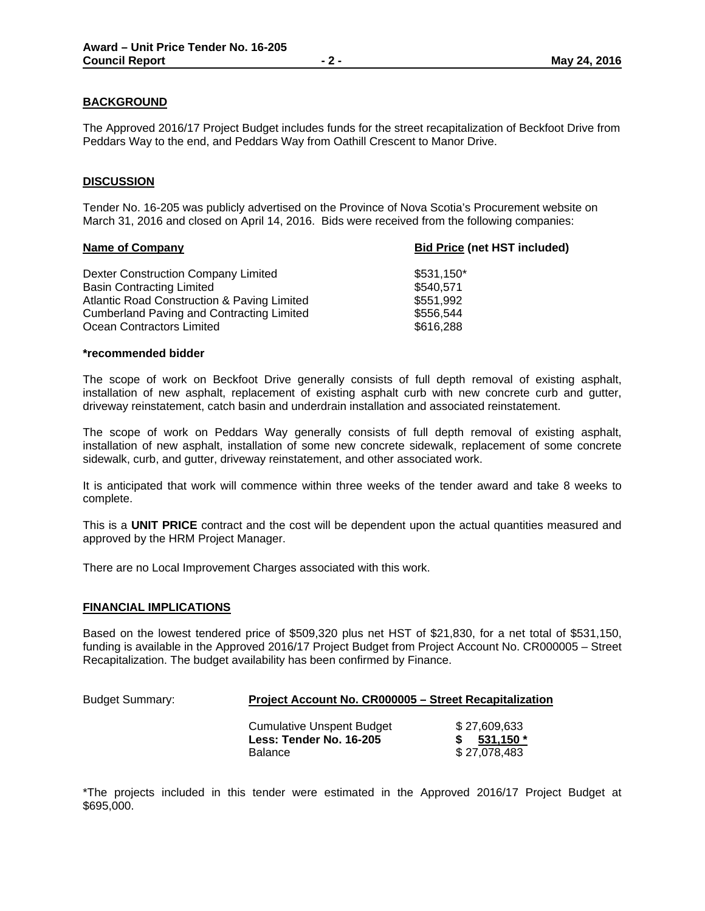## BACKGROUND

The Approved 2016/17 Project Budget includes funds for the street recapitalization of Beckfoot Drive from Peddars Way to the end, and Peddars Way from Oathill Crescent to Manor Drive.

## DISCUSSION

Tender No. 16-205 was publicly advertised on the Province of Nova Scotia's Procurement website on March 31, 2016 and closed on April 14, 2016. Bids were received from the following companies:

| Name of Company | Bid Price (net HST included) |
| --- | --- |
| Dexter Construction Company Limited | $531,150* |
| Basin Contracting Limited | $540,571 |
| Atlantic Road Construction & Paving Limited | $551,992 |
| Cumberland Paving and Contracting Limited | $556,544 |
| Ocean Contractors Limited | $616,288 |

**\*recommended bidder**

The scope of work on Beckfoot Drive generally consists of full depth removal of existing asphalt, installation of new asphalt, replacement of existing asphalt curb with new concrete curb and gutter, driveway reinstatement, catch basin and underdrain installation and associated reinstatement.

The scope of work on Peddars Way generally consists of full depth removal of existing asphalt, installation of new asphalt, installation of some new concrete sidewalk, replacement of some concrete sidewalk, curb, and gutter, driveway reinstatement, and other associated work.

It is anticipated that work will commence within three weeks of the tender award and take 8 weeks to complete.

This is a **UNIT PRICE** contract and the cost will be dependent upon the actual quantities measured and approved by the HRM Project Manager.

There are no Local Improvement Charges associated with this work.

## FINANCIAL IMPLICATIONS

Based on the lowest tendered price of $509,320 plus net HST of $21,830, for a net total of $531,150, funding is available in the Approved 2016/17 Project Budget from Project Account No. CR000005 – Street Recapitalization. The budget availability has been confirmed by Finance.

Budget Summary: **Project Account No. CR000005 – Street Recapitalization**

| | |
| --- | --- |
| Cumulative Unspent Budget | $ 27,609,633 |
| **Less: Tender No. 16-205** | **$ 531,150 \*** |
| Balance | $ 27,078,483 |

*The projects included in this tender were estimated in the Approved 2016/17 Project Budget at $695,000.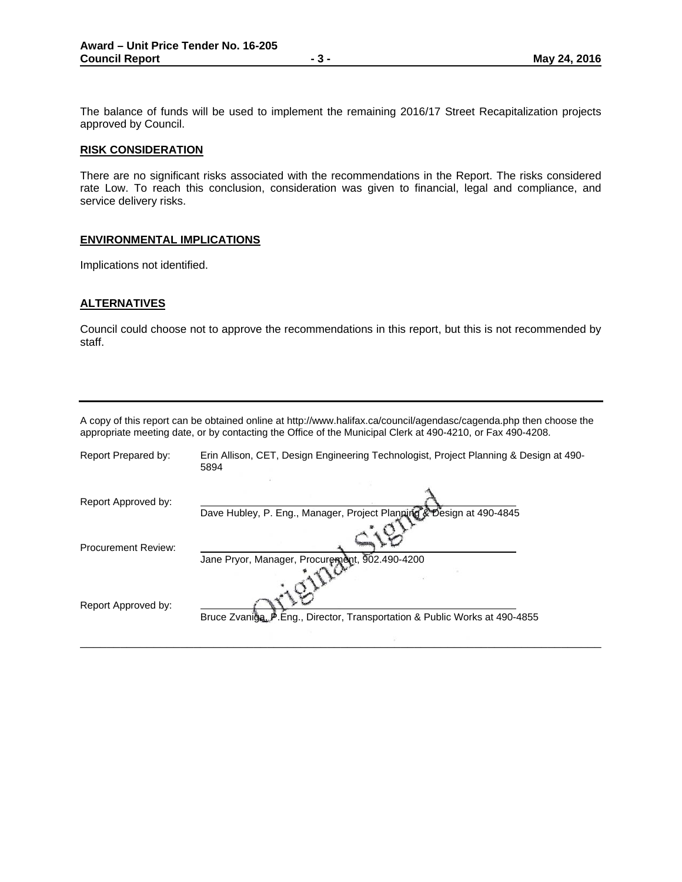The balance of funds will be used to implement the remaining 2016/17 Street Recapitalization projects approved by Council.

## RISK CONSIDERATION

There are no significant risks associated with the recommendations in the Report. The risks considered rate Low. To reach this conclusion, consideration was given to financial, legal and compliance, and service delivery risks.

## ENVIRONMENTAL IMPLICATIONS

Implications not identified.

## ALTERNATIVES

Council could choose not to approve the recommendations in this report, but this is not recommended by staff.

---

A copy of this report can be obtained online at http://www.halifax.ca/council/agendasc/cagenda.php then choose the appropriate meeting date, or by contacting the Office of the Municipal Clerk at 490-4210, or Fax 490-4208.

Report Prepared by: Erin Allison, CET, Design Engineering Technologist, Project Planning & Design at 490-5894

Report Approved by: Dave Hubley, P. Eng., Manager, Project Planning & Design at 490-4845

Procurement Review: Jane Pryor, Manager, Procurement, 902.490-4200

Report Approved by: Bruce Zvaniga, P.Eng., Director, Transportation & Public Works at 490-4855

Original Signed